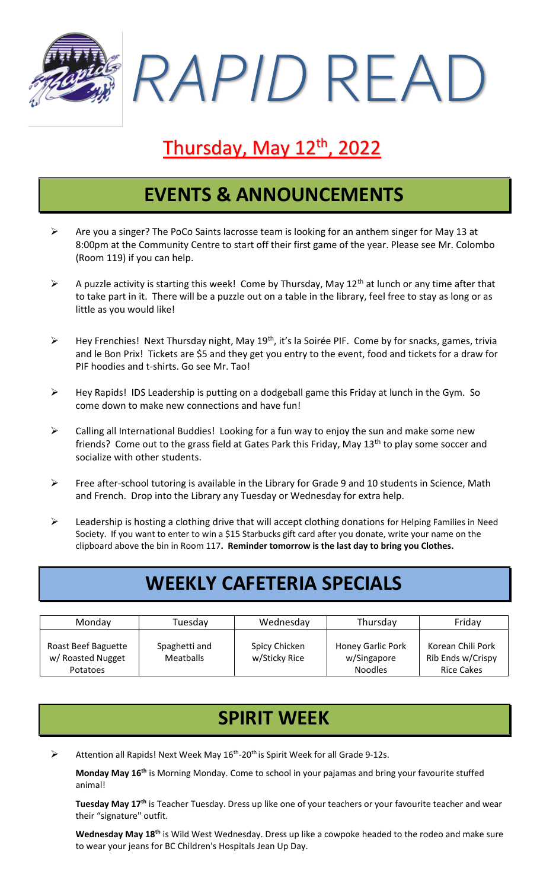# *RAPID* READ

## Thursday, May 12th, 2022

## EVENTS & ANNOUNCEMENTS

- Are you a singer? The PoCo Saints lacrosse team is looking for an anthem singer for May 13 at 8:00pm at the Community Centre to start off their first game of the year. Please see Mr. Colombo (Room 119) if you can help.
- A puzzle activity is starting this week! Come by Thursday, May 12th at lunch or any time after that to take part in it. There will be a puzzle out on a table in the library, feel free to stay as long or as little as you would like!
- Hey Frenchies! Next Thursday night, May 19th, it's la Soirée PIF. Come by for snacks, games, trivia and le Bon Prix! Tickets are $5 and they get you entry to the event, food and tickets for a draw for PIF hoodies and t-shirts. Go see Mr. Tao!
- Hey Rapids! IDS Leadership is putting on a dodgeball game this Friday at lunch in the Gym. So come down to make new connections and have fun!
- Calling all International Buddies! Looking for a fun way to enjoy the sun and make some new friends? Come out to the grass field at Gates Park this Friday, May 13th to play some soccer and socialize with other students.
- Free after-school tutoring is available in the Library for Grade 9 and 10 students in Science, Math and French. Drop into the Library any Tuesday or Wednesday for extra help.
- Leadership is hosting a clothing drive that will accept clothing donations for Helping Families in Need Society. If you want to enter to win a $15 Starbucks gift card after you donate, write your name on the clipboard above the bin in Room 117. **Reminder tomorrow is the last day to bring you Clothes.**

## WEEKLY CAFETERIA SPECIALS

| Monday | Tuesday | Wednesday | Thursday | Friday |
|---|---|---|---|---|
| Roast Beef Baguette w/ Roasted Nugget Potatoes | Spaghetti and Meatballs | Spicy Chicken w/Sticky Rice | Honey Garlic Pork w/Singapore Noodles | Korean Chili Pork Rib Ends w/Crispy Rice Cakes |

## SPIRIT WEEK

- Attention all Rapids! Next Week May 16th-20th is Spirit Week for all Grade 9-12s.

**Monday May 16th** is Morning Monday. Come to school in your pajamas and bring your favourite stuffed animal!

**Tuesday May 17th** is Teacher Tuesday. Dress up like one of your teachers or your favourite teacher and wear their "signature" outfit.

**Wednesday May 18th** is Wild West Wednesday. Dress up like a cowpoke headed to the rodeo and make sure to wear your jeans for BC Children's Hospitals Jean Up Day.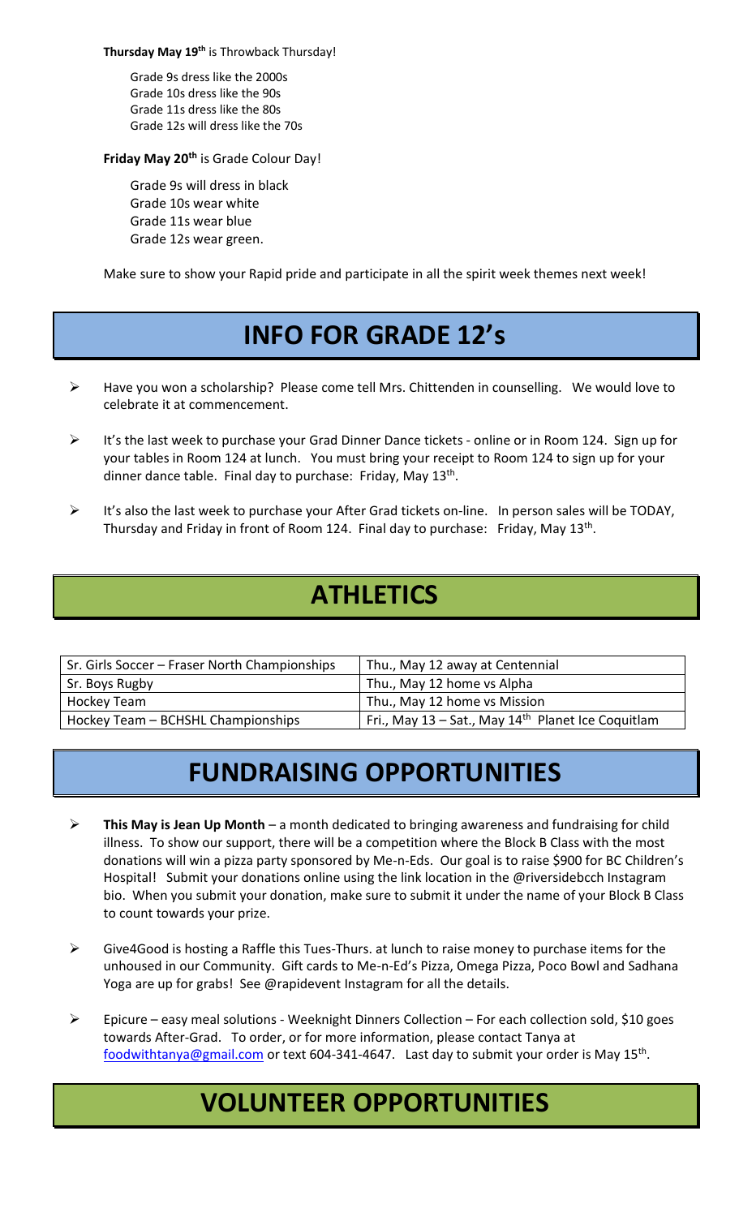**Thursday May 19th** is Throwback Thursday!

Grade 9s dress like the 2000s
Grade 10s dress like the 90s
Grade 11s dress like the 80s
Grade 12s will dress like the 70s

**Friday May 20th** is Grade Colour Day!

Grade 9s will dress in black
Grade 10s wear white
Grade 11s wear blue
Grade 12s wear green.

Make sure to show your Rapid pride and participate in all the spirit week themes next week!

# INFO FOR GRADE 12's

- Have you won a scholarship? Please come tell Mrs. Chittenden in counselling. We would love to celebrate it at commencement.
- It's the last week to purchase your Grad Dinner Dance tickets - online or in Room 124. Sign up for your tables in Room 124 at lunch. You must bring your receipt to Room 124 to sign up for your dinner dance table. Final day to purchase: Friday, May 13th.
- It's also the last week to purchase your After Grad tickets on-line. In person sales will be TODAY, Thursday and Friday in front of Room 124. Final day to purchase: Friday, May 13th.

# ATHLETICS

| | |
|---|---|
| Sr. Girls Soccer – Fraser North Championships | Thu., May 12 away at Centennial |
| Sr. Boys Rugby | Thu., May 12 home vs Alpha |
| Hockey Team | Thu., May 12 home vs Mission |
| Hockey Team – BCHSHL Championships | Fri., May 13 – Sat., May 14th Planet Ice Coquitlam |

# FUNDRAISING OPPORTUNITIES

- **This May is Jean Up Month** – a month dedicated to bringing awareness and fundraising for child illness. To show our support, there will be a competition where the Block B Class with the most donations will win a pizza party sponsored by Me-n-Eds. Our goal is to raise $900 for BC Children's Hospital! Submit your donations online using the link location in the @riversidebcch Instagram bio. When you submit your donation, make sure to submit it under the name of your Block B Class to count towards your prize.
- Give4Good is hosting a Raffle this Tues-Thurs. at lunch to raise money to purchase items for the unhoused in our Community. Gift cards to Me-n-Ed's Pizza, Omega Pizza, Poco Bowl and Sadhana Yoga are up for grabs! See @rapidevent Instagram for all the details.
- Epicure – easy meal solutions - Weeknight Dinners Collection – For each collection sold, $10 goes towards After-Grad. To order, or for more information, please contact Tanya at foodwithtanya@gmail.com or text 604-341-4647. Last day to submit your order is May 15th.

# VOLUNTEER OPPORTUNITIES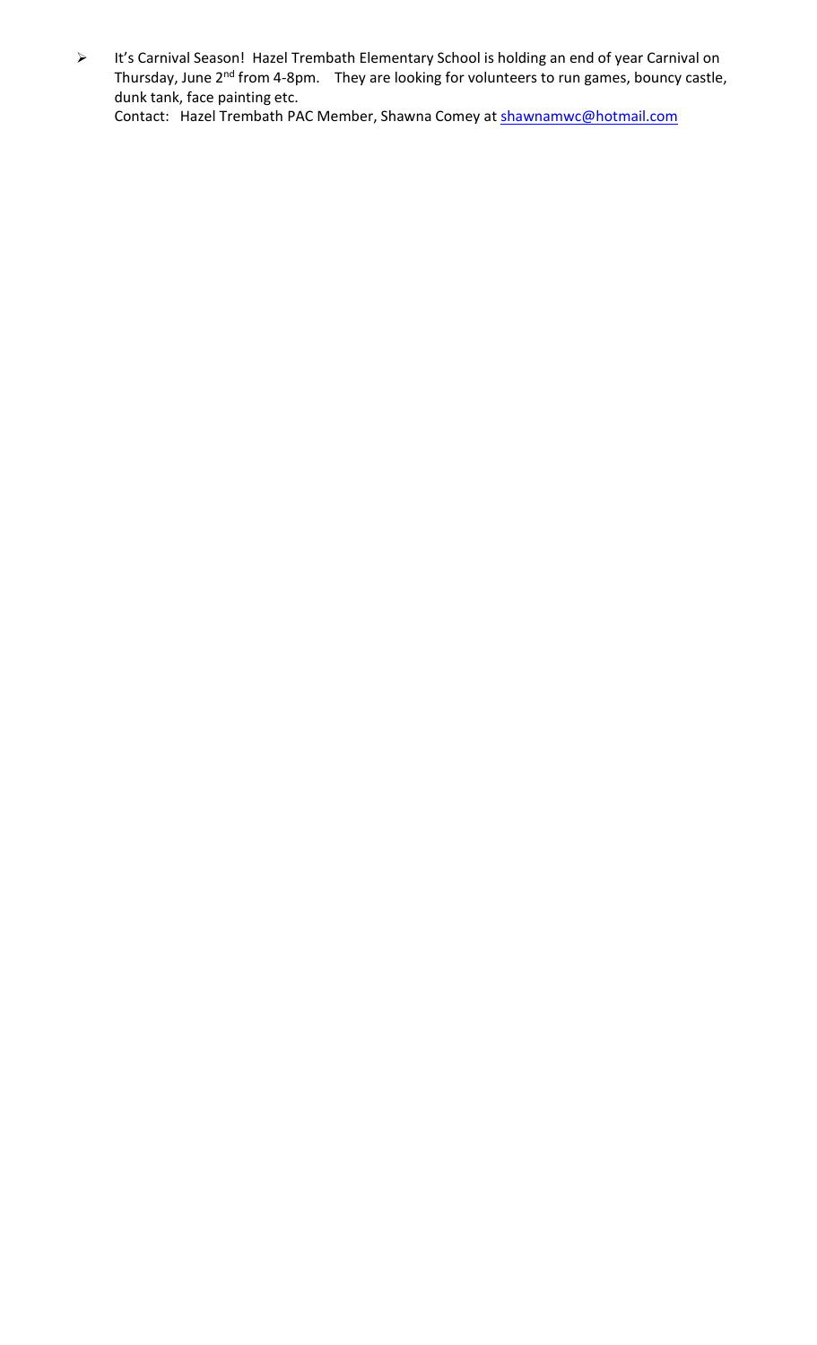- It's Carnival Season! Hazel Trembath Elementary School is holding an end of year Carnival on Thursday, June 2nd from 4-8pm. They are looking for volunteers to run games, bouncy castle, dunk tank, face painting etc.
  Contact: Hazel Trembath PAC Member, Shawna Comey at shawnamwc@hotmail.com